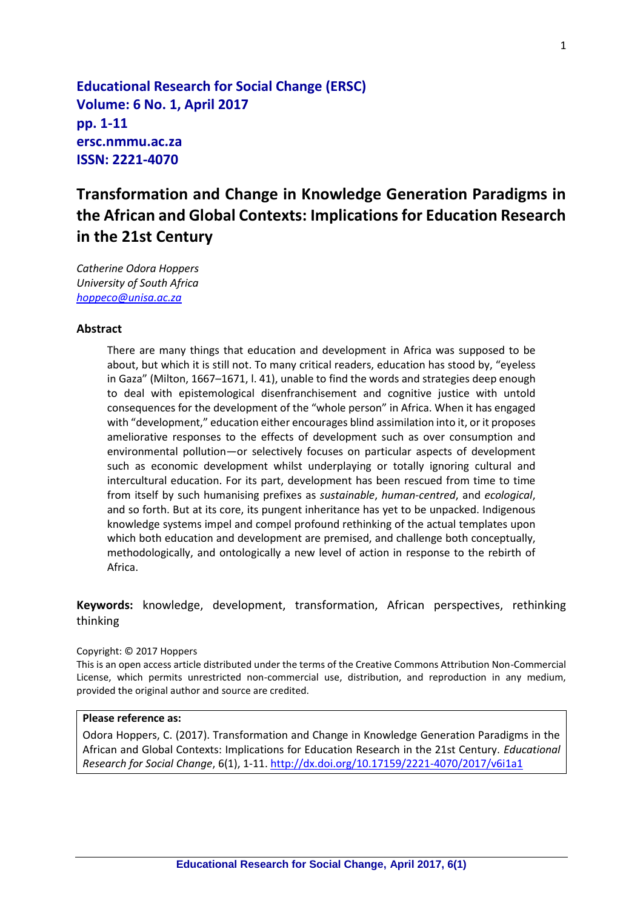**Educational Research for Social Change (ERSC)**
**Volume: 6 No. 1, April 2017**
**pp. 1-11**
**ersc.nmmu.ac.za**
**ISSN: 2221-4070**

# Transformation and Change in Knowledge Generation Paradigms in the African and Global Contexts: Implications for Education Research in the 21st Century

*Catherine Odora Hoppers*
*University of South Africa*
*hoppeco@unisa.ac.za*

## Abstract

There are many things that education and development in Africa was supposed to be about, but which it is still not. To many critical readers, education has stood by, "eyeless in Gaza" (Milton, 1667–1671, l. 41), unable to find the words and strategies deep enough to deal with epistemological disenfranchisement and cognitive justice with untold consequences for the development of the "whole person" in Africa. When it has engaged with "development," education either encourages blind assimilation into it, or it proposes ameliorative responses to the effects of development such as over consumption and environmental pollution—or selectively focuses on particular aspects of development such as economic development whilst underplaying or totally ignoring cultural and intercultural education. For its part, development has been rescued from time to time from itself by such humanising prefixes as *sustainable*, *human-centred*, and *ecological*, and so forth. But at its core, its pungent inheritance has yet to be unpacked. Indigenous knowledge systems impel and compel profound rethinking of the actual templates upon which both education and development are premised, and challenge both conceptually, methodologically, and ontologically a new level of action in response to the rebirth of Africa.

**Keywords:** knowledge, development, transformation, African perspectives, rethinking thinking

Copyright: © 2017 Hoppers
This is an open access article distributed under the terms of the Creative Commons Attribution Non-Commercial License, which permits unrestricted non-commercial use, distribution, and reproduction in any medium, provided the original author and source are credited.

**Please reference as:**
Odora Hoppers, C. (2017). Transformation and Change in Knowledge Generation Paradigms in the African and Global Contexts: Implications for Education Research in the 21st Century. *Educational Research for Social Change*, 6(1), 1-11. http://dx.doi.org/10.17159/2221-4070/2017/v6i1a1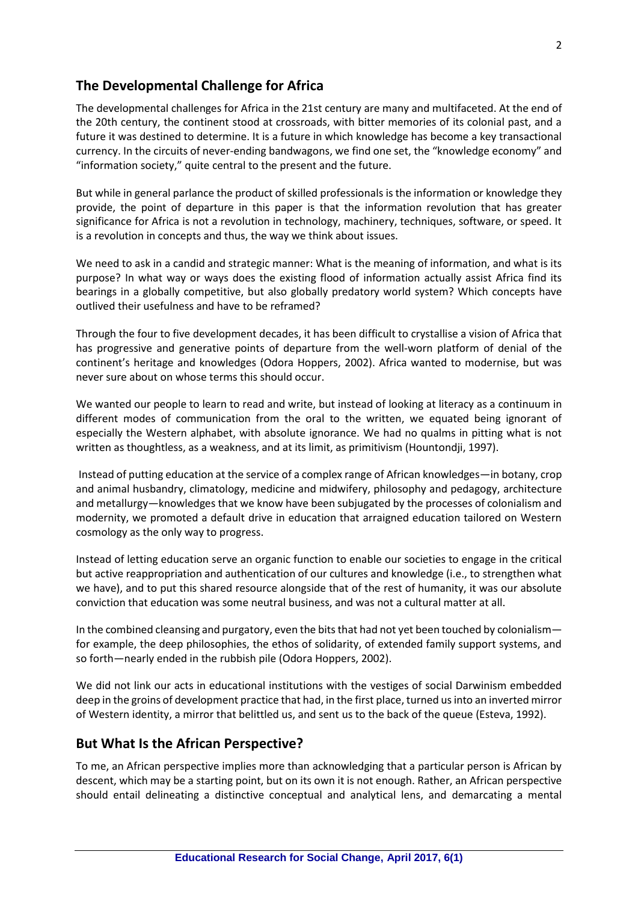## The Developmental Challenge for Africa

The developmental challenges for Africa in the 21st century are many and multifaceted. At the end of the 20th century, the continent stood at crossroads, with bitter memories of its colonial past, and a future it was destined to determine. It is a future in which knowledge has become a key transactional currency. In the circuits of never-ending bandwagons, we find one set, the "knowledge economy" and "information society," quite central to the present and the future.

But while in general parlance the product of skilled professionals is the information or knowledge they provide, the point of departure in this paper is that the information revolution that has greater significance for Africa is not a revolution in technology, machinery, techniques, software, or speed. It is a revolution in concepts and thus, the way we think about issues.

We need to ask in a candid and strategic manner: What is the meaning of information, and what is its purpose? In what way or ways does the existing flood of information actually assist Africa find its bearings in a globally competitive, but also globally predatory world system? Which concepts have outlived their usefulness and have to be reframed?

Through the four to five development decades, it has been difficult to crystallise a vision of Africa that has progressive and generative points of departure from the well-worn platform of denial of the continent's heritage and knowledges (Odora Hoppers, 2002). Africa wanted to modernise, but was never sure about on whose terms this should occur.

We wanted our people to learn to read and write, but instead of looking at literacy as a continuum in different modes of communication from the oral to the written, we equated being ignorant of especially the Western alphabet, with absolute ignorance. We had no qualms in pitting what is not written as thoughtless, as a weakness, and at its limit, as primitivism (Hountondji, 1997).

Instead of putting education at the service of a complex range of African knowledges—in botany, crop and animal husbandry, climatology, medicine and midwifery, philosophy and pedagogy, architecture and metallurgy—knowledges that we know have been subjugated by the processes of colonialism and modernity, we promoted a default drive in education that arraigned education tailored on Western cosmology as the only way to progress.

Instead of letting education serve an organic function to enable our societies to engage in the critical but active reappropriation and authentication of our cultures and knowledge (i.e., to strengthen what we have), and to put this shared resource alongside that of the rest of humanity, it was our absolute conviction that education was some neutral business, and was not a cultural matter at all.

In the combined cleansing and purgatory, even the bits that had not yet been touched by colonialism—for example, the deep philosophies, the ethos of solidarity, of extended family support systems, and so forth—nearly ended in the rubbish pile (Odora Hoppers, 2002).

We did not link our acts in educational institutions with the vestiges of social Darwinism embedded deep in the groins of development practice that had, in the first place, turned us into an inverted mirror of Western identity, a mirror that belittled us, and sent us to the back of the queue (Esteva, 1992).

## But What Is the African Perspective?

To me, an African perspective implies more than acknowledging that a particular person is African by descent, which may be a starting point, but on its own it is not enough. Rather, an African perspective should entail delineating a distinctive conceptual and analytical lens, and demarcating a mental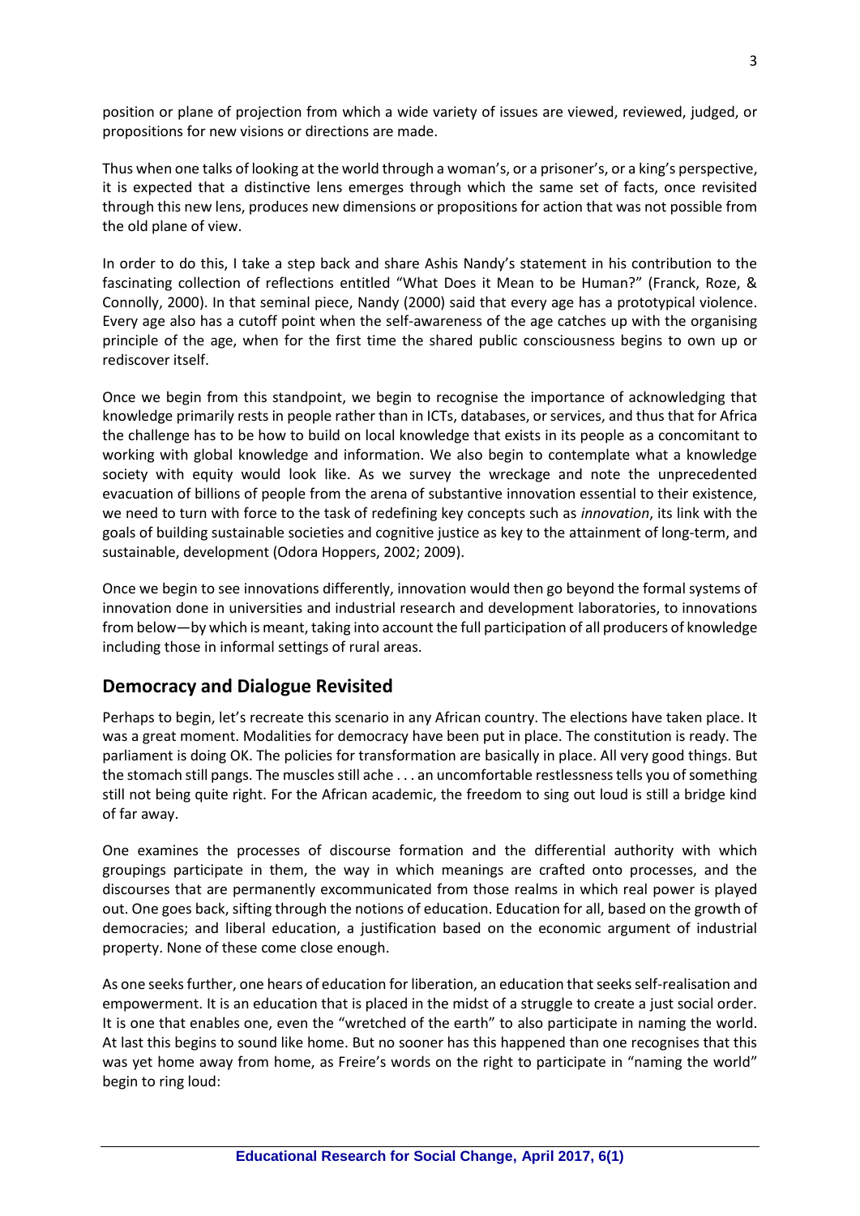position or plane of projection from which a wide variety of issues are viewed, reviewed, judged, or propositions for new visions or directions are made.

Thus when one talks of looking at the world through a woman's, or a prisoner's, or a king's perspective, it is expected that a distinctive lens emerges through which the same set of facts, once revisited through this new lens, produces new dimensions or propositions for action that was not possible from the old plane of view.

In order to do this, I take a step back and share Ashis Nandy's statement in his contribution to the fascinating collection of reflections entitled "What Does it Mean to be Human?" (Franck, Roze, & Connolly, 2000). In that seminal piece, Nandy (2000) said that every age has a prototypical violence. Every age also has a cutoff point when the self-awareness of the age catches up with the organising principle of the age, when for the first time the shared public consciousness begins to own up or rediscover itself.

Once we begin from this standpoint, we begin to recognise the importance of acknowledging that knowledge primarily rests in people rather than in ICTs, databases, or services, and thus that for Africa the challenge has to be how to build on local knowledge that exists in its people as a concomitant to working with global knowledge and information. We also begin to contemplate what a knowledge society with equity would look like. As we survey the wreckage and note the unprecedented evacuation of billions of people from the arena of substantive innovation essential to their existence, we need to turn with force to the task of redefining key concepts such as *innovation*, its link with the goals of building sustainable societies and cognitive justice as key to the attainment of long-term, and sustainable, development (Odora Hoppers, 2002; 2009).

Once we begin to see innovations differently, innovation would then go beyond the formal systems of innovation done in universities and industrial research and development laboratories, to innovations from below—by which is meant, taking into account the full participation of all producers of knowledge including those in informal settings of rural areas.

## Democracy and Dialogue Revisited

Perhaps to begin, let's recreate this scenario in any African country. The elections have taken place. It was a great moment. Modalities for democracy have been put in place. The constitution is ready. The parliament is doing OK. The policies for transformation are basically in place. All very good things. But the stomach still pangs. The muscles still ache . . . an uncomfortable restlessness tells you of something still not being quite right. For the African academic, the freedom to sing out loud is still a bridge kind of far away.

One examines the processes of discourse formation and the differential authority with which groupings participate in them, the way in which meanings are crafted onto processes, and the discourses that are permanently excommunicated from those realms in which real power is played out. One goes back, sifting through the notions of education. Education for all, based on the growth of democracies; and liberal education, a justification based on the economic argument of industrial property. None of these come close enough.

As one seeks further, one hears of education for liberation, an education that seeks self-realisation and empowerment. It is an education that is placed in the midst of a struggle to create a just social order. It is one that enables one, even the "wretched of the earth" to also participate in naming the world. At last this begins to sound like home. But no sooner has this happened than one recognises that this was yet home away from home, as Freire's words on the right to participate in "naming the world" begin to ring loud: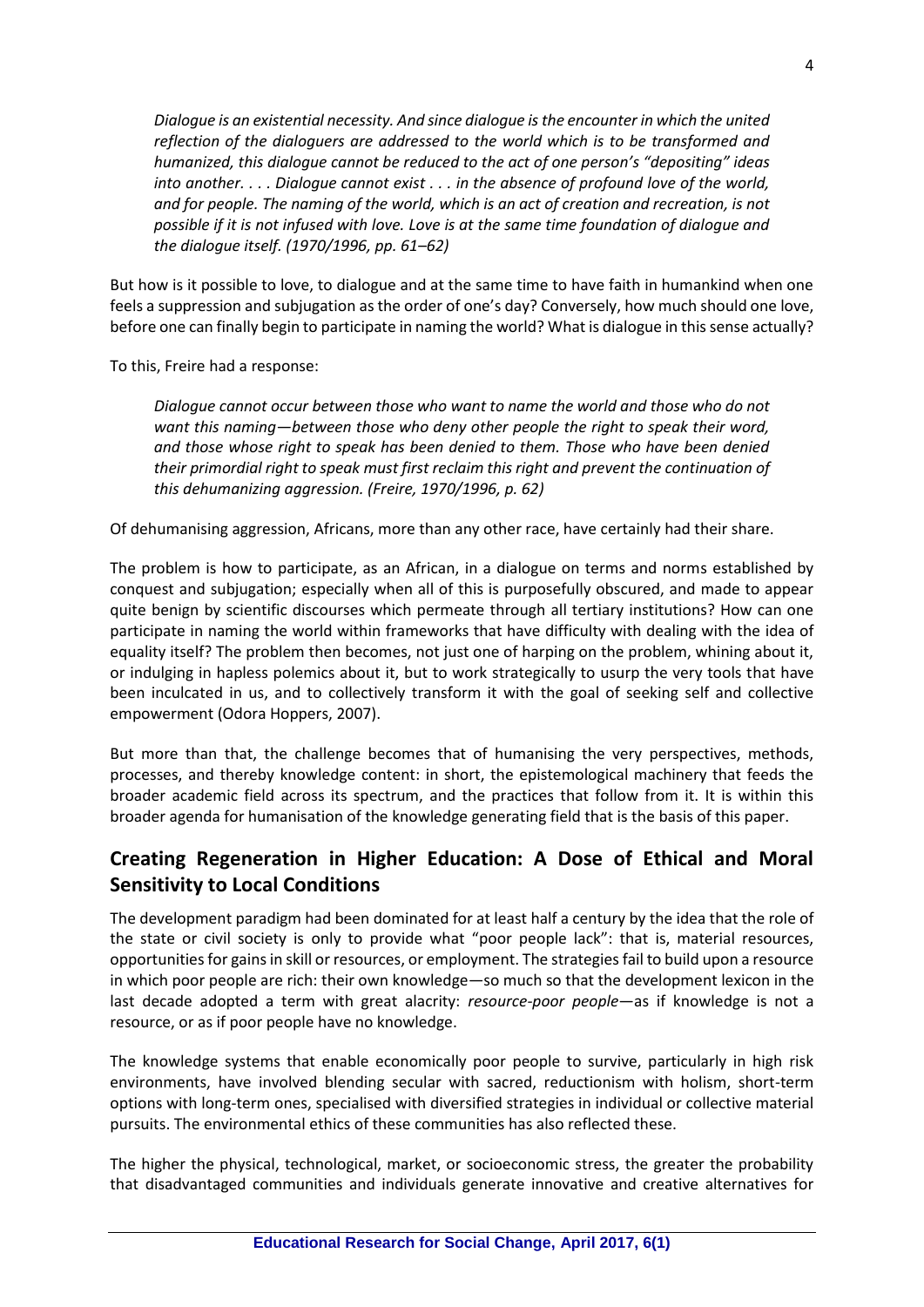> *Dialogue is an existential necessity. And since dialogue is the encounter in which the united reflection of the dialoguers are addressed to the world which is to be transformed and humanized, this dialogue cannot be reduced to the act of one person's "depositing" ideas into another. . . . Dialogue cannot exist . . . in the absence of profound love of the world, and for people. The naming of the world, which is an act of creation and recreation, is not possible if it is not infused with love. Love is at the same time foundation of dialogue and the dialogue itself. (1970/1996, pp. 61–62)*

But how is it possible to love, to dialogue and at the same time to have faith in humankind when one feels a suppression and subjugation as the order of one's day? Conversely, how much should one love, before one can finally begin to participate in naming the world? What is dialogue in this sense actually?

To this, Freire had a response:

> *Dialogue cannot occur between those who want to name the world and those who do not want this naming—between those who deny other people the right to speak their word, and those whose right to speak has been denied to them. Those who have been denied their primordial right to speak must first reclaim this right and prevent the continuation of this dehumanizing aggression. (Freire, 1970/1996, p. 62)*

Of dehumanising aggression, Africans, more than any other race, have certainly had their share.

The problem is how to participate, as an African, in a dialogue on terms and norms established by conquest and subjugation; especially when all of this is purposefully obscured, and made to appear quite benign by scientific discourses which permeate through all tertiary institutions? How can one participate in naming the world within frameworks that have difficulty with dealing with the idea of equality itself? The problem then becomes, not just one of harping on the problem, whining about it, or indulging in hapless polemics about it, but to work strategically to usurp the very tools that have been inculcated in us, and to collectively transform it with the goal of seeking self and collective empowerment (Odora Hoppers, 2007).

But more than that, the challenge becomes that of humanising the very perspectives, methods, processes, and thereby knowledge content: in short, the epistemological machinery that feeds the broader academic field across its spectrum, and the practices that follow from it. It is within this broader agenda for humanisation of the knowledge generating field that is the basis of this paper.

## Creating Regeneration in Higher Education: A Dose of Ethical and Moral Sensitivity to Local Conditions

The development paradigm had been dominated for at least half a century by the idea that the role of the state or civil society is only to provide what "poor people lack": that is, material resources, opportunities for gains in skill or resources, or employment. The strategies fail to build upon a resource in which poor people are rich: their own knowledge—so much so that the development lexicon in the last decade adopted a term with great alacrity: *resource-poor people*—as if knowledge is not a resource, or as if poor people have no knowledge.

The knowledge systems that enable economically poor people to survive, particularly in high risk environments, have involved blending secular with sacred, reductionism with holism, short-term options with long-term ones, specialised with diversified strategies in individual or collective material pursuits. The environmental ethics of these communities has also reflected these.

The higher the physical, technological, market, or socioeconomic stress, the greater the probability that disadvantaged communities and individuals generate innovative and creative alternatives for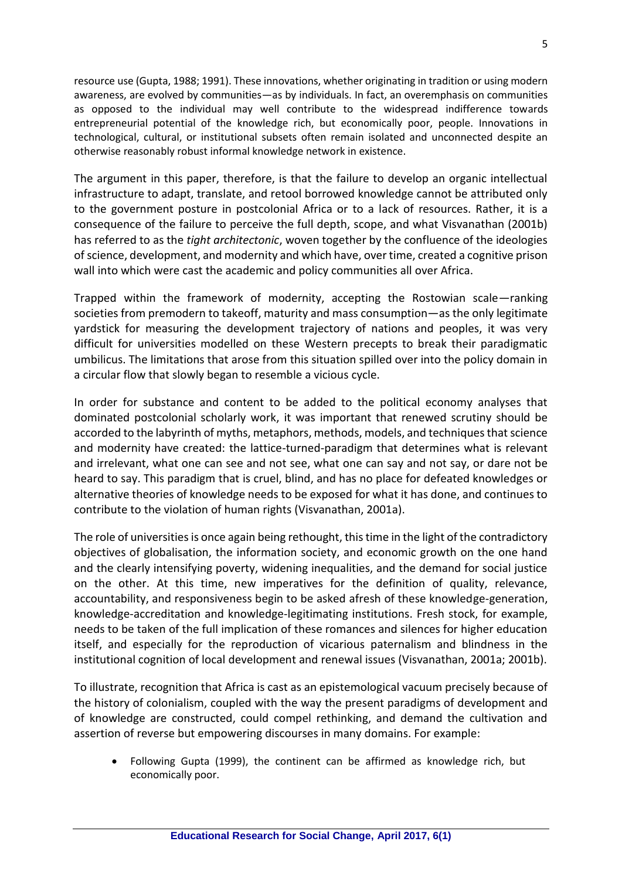resource use (Gupta, 1988; 1991). These innovations, whether originating in tradition or using modern awareness, are evolved by communities—as by individuals. In fact, an overemphasis on communities as opposed to the individual may well contribute to the widespread indifference towards entrepreneurial potential of the knowledge rich, but economically poor, people. Innovations in technological, cultural, or institutional subsets often remain isolated and unconnected despite an otherwise reasonably robust informal knowledge network in existence.

The argument in this paper, therefore, is that the failure to develop an organic intellectual infrastructure to adapt, translate, and retool borrowed knowledge cannot be attributed only to the government posture in postcolonial Africa or to a lack of resources. Rather, it is a consequence of the failure to perceive the full depth, scope, and what Visvanathan (2001b) has referred to as the *tight architectonic*, woven together by the confluence of the ideologies of science, development, and modernity and which have, over time, created a cognitive prison wall into which were cast the academic and policy communities all over Africa.

Trapped within the framework of modernity, accepting the Rostowian scale—ranking societies from premodern to takeoff, maturity and mass consumption—as the only legitimate yardstick for measuring the development trajectory of nations and peoples, it was very difficult for universities modelled on these Western precepts to break their paradigmatic umbilicus. The limitations that arose from this situation spilled over into the policy domain in a circular flow that slowly began to resemble a vicious cycle.

In order for substance and content to be added to the political economy analyses that dominated postcolonial scholarly work, it was important that renewed scrutiny should be accorded to the labyrinth of myths, metaphors, methods, models, and techniques that science and modernity have created: the lattice-turned-paradigm that determines what is relevant and irrelevant, what one can see and not see, what one can say and not say, or dare not be heard to say. This paradigm that is cruel, blind, and has no place for defeated knowledges or alternative theories of knowledge needs to be exposed for what it has done, and continues to contribute to the violation of human rights (Visvanathan, 2001a).

The role of universities is once again being rethought, this time in the light of the contradictory objectives of globalisation, the information society, and economic growth on the one hand and the clearly intensifying poverty, widening inequalities, and the demand for social justice on the other. At this time, new imperatives for the definition of quality, relevance, accountability, and responsiveness begin to be asked afresh of these knowledge-generation, knowledge-accreditation and knowledge-legitimating institutions. Fresh stock, for example, needs to be taken of the full implication of these romances and silences for higher education itself, and especially for the reproduction of vicarious paternalism and blindness in the institutional cognition of local development and renewal issues (Visvanathan, 2001a; 2001b).

To illustrate, recognition that Africa is cast as an epistemological vacuum precisely because of the history of colonialism, coupled with the way the present paradigms of development and of knowledge are constructed, could compel rethinking, and demand the cultivation and assertion of reverse but empowering discourses in many domains. For example:

- Following Gupta (1999), the continent can be affirmed as knowledge rich, but economically poor.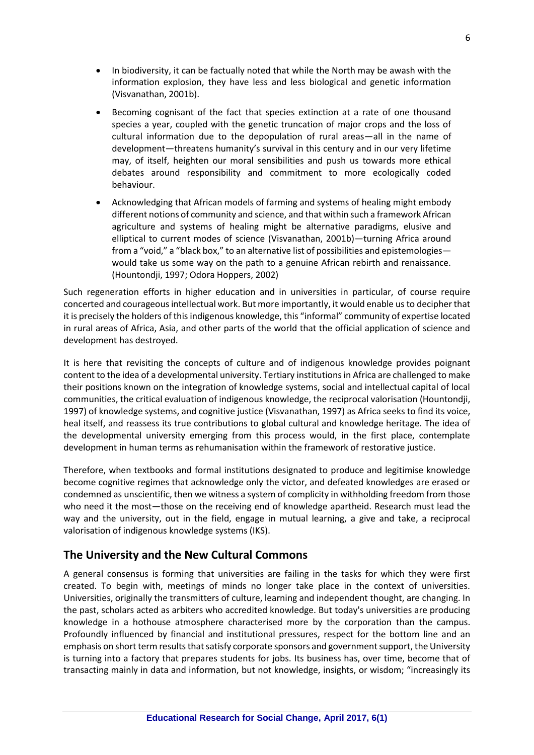- In biodiversity, it can be factually noted that while the North may be awash with the information explosion, they have less and less biological and genetic information (Visvanathan, 2001b).
- Becoming cognisant of the fact that species extinction at a rate of one thousand species a year, coupled with the genetic truncation of major crops and the loss of cultural information due to the depopulation of rural areas—all in the name of development—threatens humanity's survival in this century and in our very lifetime may, of itself, heighten our moral sensibilities and push us towards more ethical debates around responsibility and commitment to more ecologically coded behaviour.
- Acknowledging that African models of farming and systems of healing might embody different notions of community and science, and that within such a framework African agriculture and systems of healing might be alternative paradigms, elusive and elliptical to current modes of science (Visvanathan, 2001b)—turning Africa around from a "void," a "black box," to an alternative list of possibilities and epistemologies—would take us some way on the path to a genuine African rebirth and renaissance. (Hountondji, 1997; Odora Hoppers, 2002)

Such regeneration efforts in higher education and in universities in particular, of course require concerted and courageous intellectual work. But more importantly, it would enable us to decipher that it is precisely the holders of this indigenous knowledge, this "informal" community of expertise located in rural areas of Africa, Asia, and other parts of the world that the official application of science and development has destroyed.

It is here that revisiting the concepts of culture and of indigenous knowledge provides poignant content to the idea of a developmental university. Tertiary institutions in Africa are challenged to make their positions known on the integration of knowledge systems, social and intellectual capital of local communities, the critical evaluation of indigenous knowledge, the reciprocal valorisation (Hountondji, 1997) of knowledge systems, and cognitive justice (Visvanathan, 1997) as Africa seeks to find its voice, heal itself, and reassess its true contributions to global cultural and knowledge heritage. The idea of the developmental university emerging from this process would, in the first place, contemplate development in human terms as rehumanisation within the framework of restorative justice.

Therefore, when textbooks and formal institutions designated to produce and legitimise knowledge become cognitive regimes that acknowledge only the victor, and defeated knowledges are erased or condemned as unscientific, then we witness a system of complicity in withholding freedom from those who need it the most—those on the receiving end of knowledge apartheid. Research must lead the way and the university, out in the field, engage in mutual learning, a give and take, a reciprocal valorisation of indigenous knowledge systems (IKS).

## The University and the New Cultural Commons

A general consensus is forming that universities are failing in the tasks for which they were first created. To begin with, meetings of minds no longer take place in the context of universities. Universities, originally the transmitters of culture, learning and independent thought, are changing. In the past, scholars acted as arbiters who accredited knowledge. But today's universities are producing knowledge in a hothouse atmosphere characterised more by the corporation than the campus. Profoundly influenced by financial and institutional pressures, respect for the bottom line and an emphasis on short term results that satisfy corporate sponsors and government support, the University is turning into a factory that prepares students for jobs. Its business has, over time, become that of transacting mainly in data and information, but not knowledge, insights, or wisdom; "increasingly its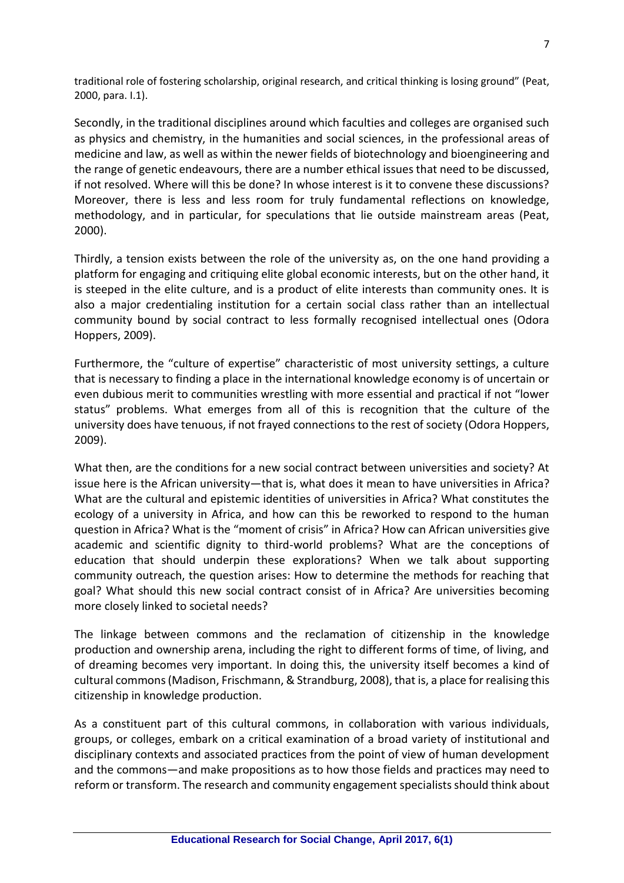traditional role of fostering scholarship, original research, and critical thinking is losing ground" (Peat, 2000, para. I.1).

Secondly, in the traditional disciplines around which faculties and colleges are organised such as physics and chemistry, in the humanities and social sciences, in the professional areas of medicine and law, as well as within the newer fields of biotechnology and bioengineering and the range of genetic endeavours, there are a number ethical issues that need to be discussed, if not resolved. Where will this be done? In whose interest is it to convene these discussions? Moreover, there is less and less room for truly fundamental reflections on knowledge, methodology, and in particular, for speculations that lie outside mainstream areas (Peat, 2000).

Thirdly, a tension exists between the role of the university as, on the one hand providing a platform for engaging and critiquing elite global economic interests, but on the other hand, it is steeped in the elite culture, and is a product of elite interests than community ones. It is also a major credentialing institution for a certain social class rather than an intellectual community bound by social contract to less formally recognised intellectual ones (Odora Hoppers, 2009).

Furthermore, the "culture of expertise" characteristic of most university settings, a culture that is necessary to finding a place in the international knowledge economy is of uncertain or even dubious merit to communities wrestling with more essential and practical if not "lower status" problems. What emerges from all of this is recognition that the culture of the university does have tenuous, if not frayed connections to the rest of society (Odora Hoppers, 2009).

What then, are the conditions for a new social contract between universities and society? At issue here is the African university—that is, what does it mean to have universities in Africa? What are the cultural and epistemic identities of universities in Africa? What constitutes the ecology of a university in Africa, and how can this be reworked to respond to the human question in Africa? What is the "moment of crisis" in Africa? How can African universities give academic and scientific dignity to third-world problems? What are the conceptions of education that should underpin these explorations? When we talk about supporting community outreach, the question arises: How to determine the methods for reaching that goal? What should this new social contract consist of in Africa? Are universities becoming more closely linked to societal needs?

The linkage between commons and the reclamation of citizenship in the knowledge production and ownership arena, including the right to different forms of time, of living, and of dreaming becomes very important. In doing this, the university itself becomes a kind of cultural commons (Madison, Frischmann, & Strandburg, 2008), that is, a place for realising this citizenship in knowledge production.

As a constituent part of this cultural commons, in collaboration with various individuals, groups, or colleges, embark on a critical examination of a broad variety of institutional and disciplinary contexts and associated practices from the point of view of human development and the commons—and make propositions as to how those fields and practices may need to reform or transform. The research and community engagement specialists should think about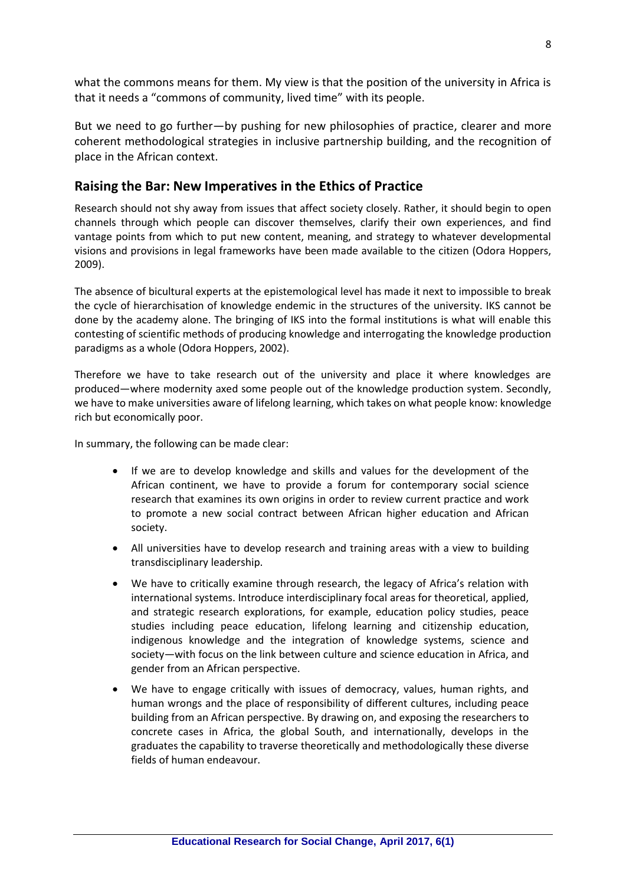what the commons means for them. My view is that the position of the university in Africa is that it needs a "commons of community, lived time" with its people.

But we need to go further—by pushing for new philosophies of practice, clearer and more coherent methodological strategies in inclusive partnership building, and the recognition of place in the African context.

## Raising the Bar: New Imperatives in the Ethics of Practice

Research should not shy away from issues that affect society closely. Rather, it should begin to open channels through which people can discover themselves, clarify their own experiences, and find vantage points from which to put new content, meaning, and strategy to whatever developmental visions and provisions in legal frameworks have been made available to the citizen (Odora Hoppers, 2009).

The absence of bicultural experts at the epistemological level has made it next to impossible to break the cycle of hierarchisation of knowledge endemic in the structures of the university. IKS cannot be done by the academy alone. The bringing of IKS into the formal institutions is what will enable this contesting of scientific methods of producing knowledge and interrogating the knowledge production paradigms as a whole (Odora Hoppers, 2002).

Therefore we have to take research out of the university and place it where knowledges are produced—where modernity axed some people out of the knowledge production system. Secondly, we have to make universities aware of lifelong learning, which takes on what people know: knowledge rich but economically poor.

In summary, the following can be made clear:

- If we are to develop knowledge and skills and values for the development of the African continent, we have to provide a forum for contemporary social science research that examines its own origins in order to review current practice and work to promote a new social contract between African higher education and African society.
- All universities have to develop research and training areas with a view to building transdisciplinary leadership.
- We have to critically examine through research, the legacy of Africa's relation with international systems. Introduce interdisciplinary focal areas for theoretical, applied, and strategic research explorations, for example, education policy studies, peace studies including peace education, lifelong learning and citizenship education, indigenous knowledge and the integration of knowledge systems, science and society—with focus on the link between culture and science education in Africa, and gender from an African perspective.
- We have to engage critically with issues of democracy, values, human rights, and human wrongs and the place of responsibility of different cultures, including peace building from an African perspective. By drawing on, and exposing the researchers to concrete cases in Africa, the global South, and internationally, develops in the graduates the capability to traverse theoretically and methodologically these diverse fields of human endeavour.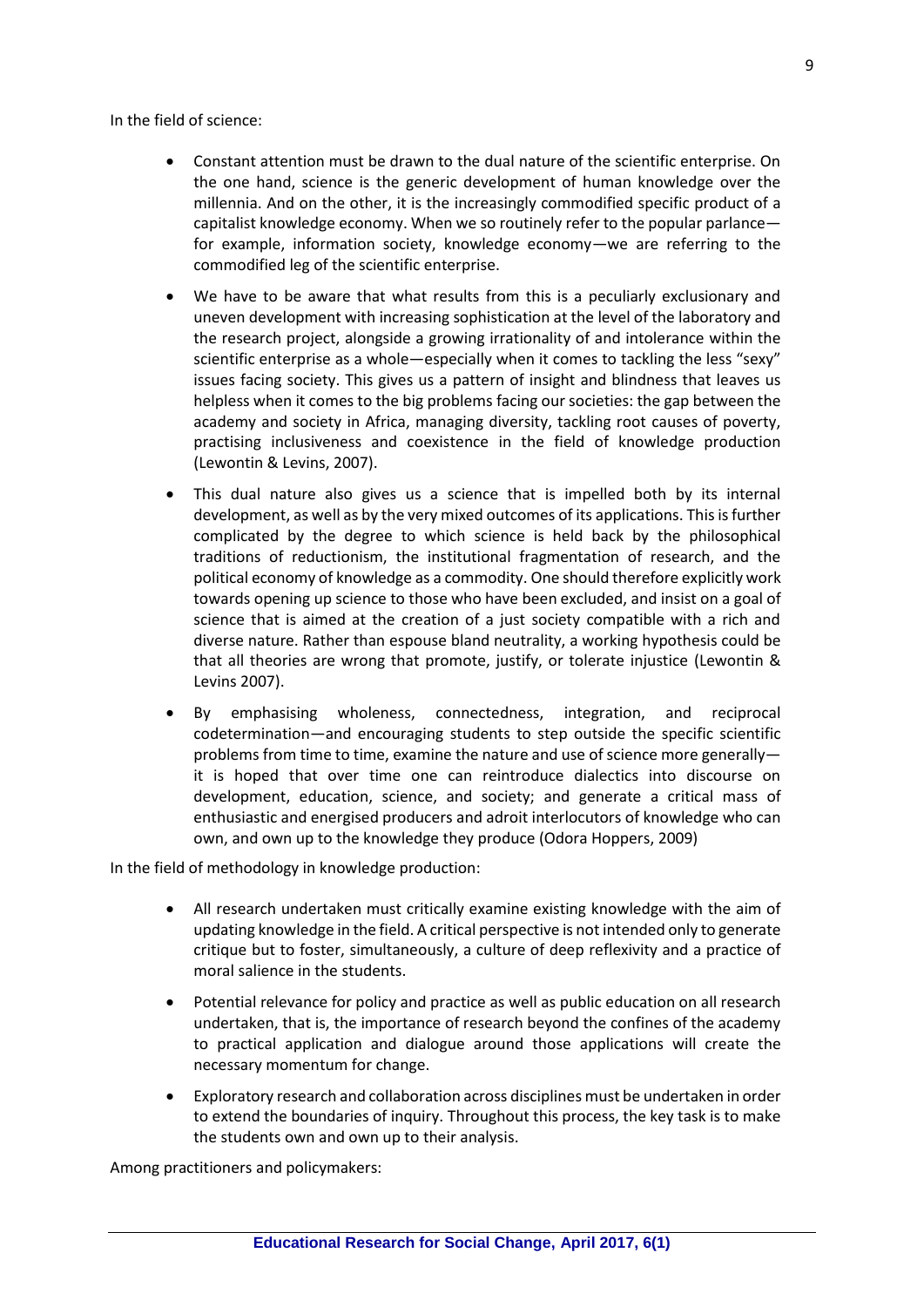In the field of science:

- Constant attention must be drawn to the dual nature of the scientific enterprise. On the one hand, science is the generic development of human knowledge over the millennia. And on the other, it is the increasingly commodified specific product of a capitalist knowledge economy. When we so routinely refer to the popular parlance—for example, information society, knowledge economy—we are referring to the commodified leg of the scientific enterprise.
- We have to be aware that what results from this is a peculiarly exclusionary and uneven development with increasing sophistication at the level of the laboratory and the research project, alongside a growing irrationality of and intolerance within the scientific enterprise as a whole—especially when it comes to tackling the less "sexy" issues facing society. This gives us a pattern of insight and blindness that leaves us helpless when it comes to the big problems facing our societies: the gap between the academy and society in Africa, managing diversity, tackling root causes of poverty, practising inclusiveness and coexistence in the field of knowledge production (Lewontin & Levins, 2007).
- This dual nature also gives us a science that is impelled both by its internal development, as well as by the very mixed outcomes of its applications. This is further complicated by the degree to which science is held back by the philosophical traditions of reductionism, the institutional fragmentation of research, and the political economy of knowledge as a commodity. One should therefore explicitly work towards opening up science to those who have been excluded, and insist on a goal of science that is aimed at the creation of a just society compatible with a rich and diverse nature. Rather than espouse bland neutrality, a working hypothesis could be that all theories are wrong that promote, justify, or tolerate injustice (Lewontin & Levins 2007).
- By emphasising wholeness, connectedness, integration, and reciprocal codetermination—and encouraging students to step outside the specific scientific problems from time to time, examine the nature and use of science more generally—it is hoped that over time one can reintroduce dialectics into discourse on development, education, science, and society; and generate a critical mass of enthusiastic and energised producers and adroit interlocutors of knowledge who can own, and own up to the knowledge they produce (Odora Hoppers, 2009)

In the field of methodology in knowledge production:

- All research undertaken must critically examine existing knowledge with the aim of updating knowledge in the field. A critical perspective is not intended only to generate critique but to foster, simultaneously, a culture of deep reflexivity and a practice of moral salience in the students.
- Potential relevance for policy and practice as well as public education on all research undertaken, that is, the importance of research beyond the confines of the academy to practical application and dialogue around those applications will create the necessary momentum for change.
- Exploratory research and collaboration across disciplines must be undertaken in order to extend the boundaries of inquiry. Throughout this process, the key task is to make the students own and own up to their analysis.

Among practitioners and policymakers: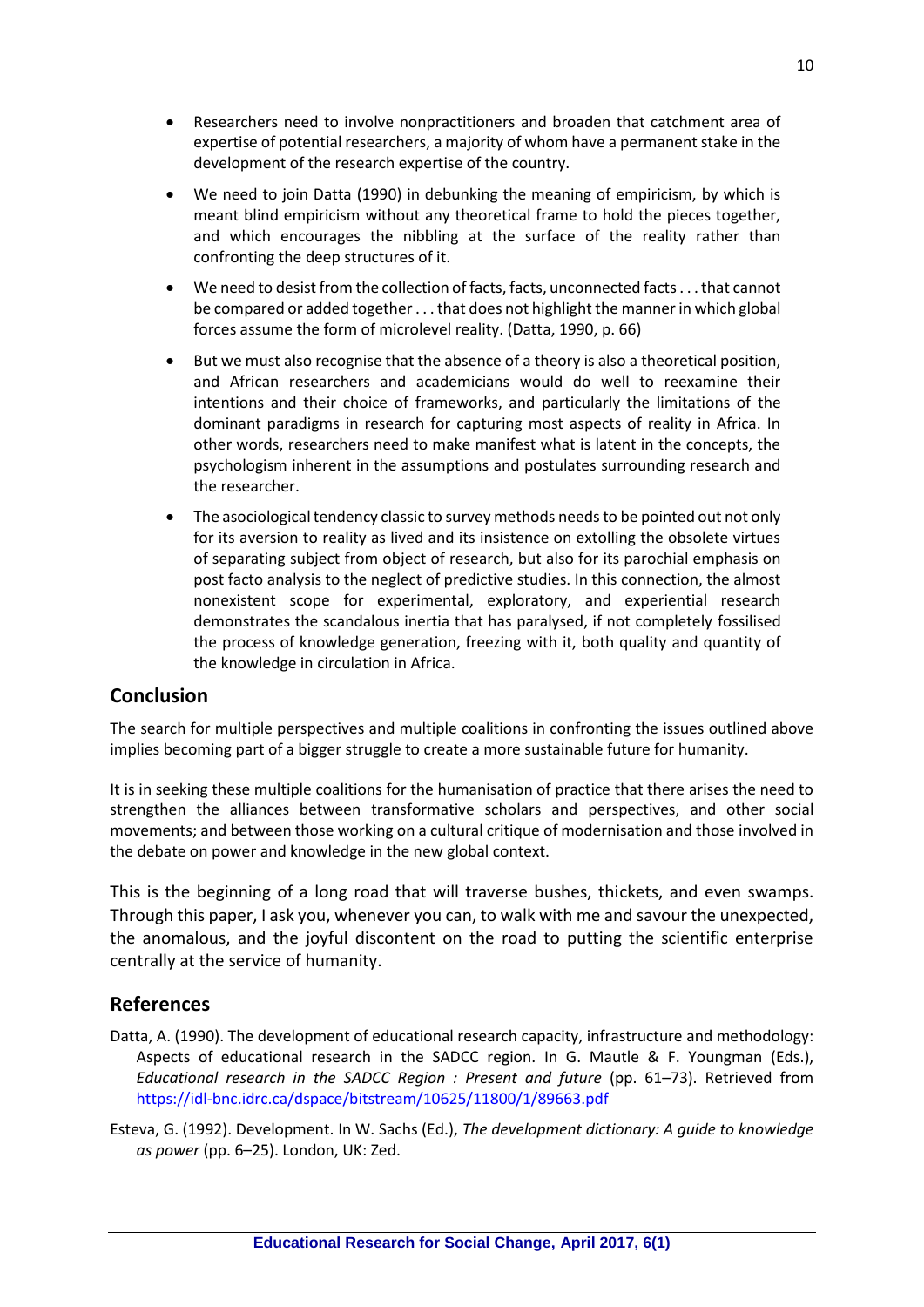- Researchers need to involve nonpractitioners and broaden that catchment area of expertise of potential researchers, a majority of whom have a permanent stake in the development of the research expertise of the country.
- We need to join Datta (1990) in debunking the meaning of empiricism, by which is meant blind empiricism without any theoretical frame to hold the pieces together, and which encourages the nibbling at the surface of the reality rather than confronting the deep structures of it.
- We need to desist from the collection of facts, facts, unconnected facts . . . that cannot be compared or added together . . . that does not highlight the manner in which global forces assume the form of microlevel reality. (Datta, 1990, p. 66)
- But we must also recognise that the absence of a theory is also a theoretical position, and African researchers and academicians would do well to reexamine their intentions and their choice of frameworks, and particularly the limitations of the dominant paradigms in research for capturing most aspects of reality in Africa. In other words, researchers need to make manifest what is latent in the concepts, the psychologism inherent in the assumptions and postulates surrounding research and the researcher.
- The asociological tendency classic to survey methods needs to be pointed out not only for its aversion to reality as lived and its insistence on extolling the obsolete virtues of separating subject from object of research, but also for its parochial emphasis on post facto analysis to the neglect of predictive studies. In this connection, the almost nonexistent scope for experimental, exploratory, and experiential research demonstrates the scandalous inertia that has paralysed, if not completely fossilised the process of knowledge generation, freezing with it, both quality and quantity of the knowledge in circulation in Africa.

## Conclusion

The search for multiple perspectives and multiple coalitions in confronting the issues outlined above implies becoming part of a bigger struggle to create a more sustainable future for humanity.

It is in seeking these multiple coalitions for the humanisation of practice that there arises the need to strengthen the alliances between transformative scholars and perspectives, and other social movements; and between those working on a cultural critique of modernisation and those involved in the debate on power and knowledge in the new global context.

This is the beginning of a long road that will traverse bushes, thickets, and even swamps. Through this paper, I ask you, whenever you can, to walk with me and savour the unexpected, the anomalous, and the joyful discontent on the road to putting the scientific enterprise centrally at the service of humanity.

## References

Datta, A. (1990). The development of educational research capacity, infrastructure and methodology: Aspects of educational research in the SADCC region. In G. Mautle & F. Youngman (Eds.), *Educational research in the SADCC Region : Present and future* (pp. 61–73). Retrieved from https://idl-bnc.idrc.ca/dspace/bitstream/10625/11800/1/89663.pdf

Esteva, G. (1992). Development. In W. Sachs (Ed.), *The development dictionary: A guide to knowledge as power* (pp. 6–25). London, UK: Zed.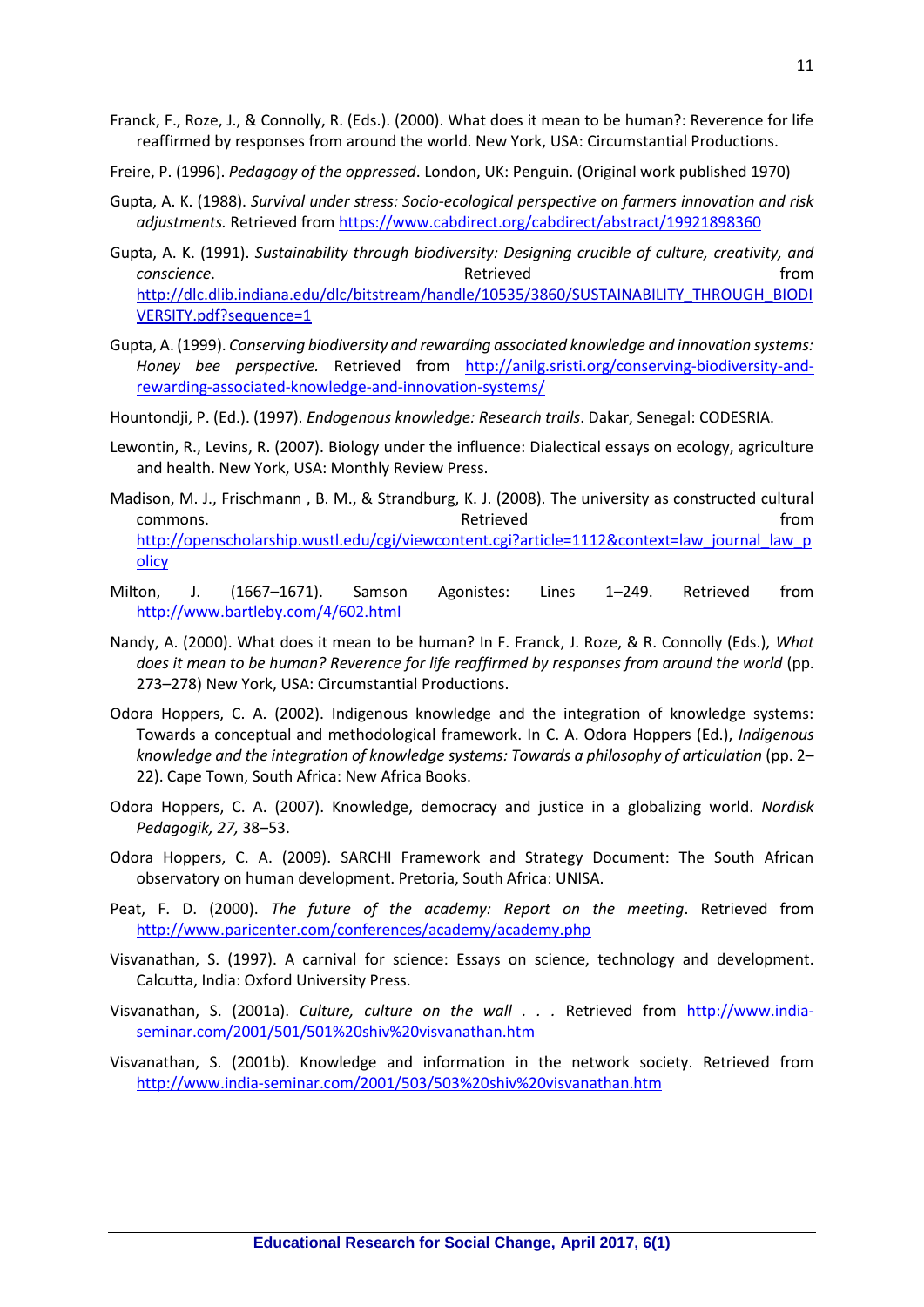Franck, F., Roze, J., & Connolly, R. (Eds.). (2000). What does it mean to be human?: Reverence for life reaffirmed by responses from around the world. New York, USA: Circumstantial Productions.

Freire, P. (1996). *Pedagogy of the oppressed*. London, UK: Penguin. (Original work published 1970)

Gupta, A. K. (1988). *Survival under stress: Socio-ecological perspective on farmers innovation and risk adjustments.* Retrieved from https://www.cabdirect.org/cabdirect/abstract/19921898360

Gupta, A. K. (1991). *Sustainability through biodiversity: Designing crucible of culture, creativity, and conscience*. Retrieved from http://dlc.dlib.indiana.edu/dlc/bitstream/handle/10535/3860/SUSTAINABILITY_THROUGH_BIODIVERSITY.pdf?sequence=1

Gupta, A. (1999). *Conserving biodiversity and rewarding associated knowledge and innovation systems: Honey bee perspective.* Retrieved from http://anilg.sristi.org/conserving-biodiversity-and-rewarding-associated-knowledge-and-innovation-systems/

Hountondji, P. (Ed.). (1997). *Endogenous knowledge: Research trails*. Dakar, Senegal: CODESRIA.

Lewontin, R., Levins, R. (2007). Biology under the influence: Dialectical essays on ecology, agriculture and health. New York, USA: Monthly Review Press.

Madison, M. J., Frischmann , B. M., & Strandburg, K. J. (2008). The university as constructed cultural commons. Retrieved from http://openscholarship.wustl.edu/cgi/viewcontent.cgi?article=1112&context=law_journal_law_policy

Milton, J. (1667–1671). Samson Agonistes: Lines 1–249. Retrieved from http://www.bartleby.com/4/602.html

Nandy, A. (2000). What does it mean to be human? In F. Franck, J. Roze, & R. Connolly (Eds.), *What does it mean to be human? Reverence for life reaffirmed by responses from around the world* (pp. 273–278) New York, USA: Circumstantial Productions.

Odora Hoppers, C. A. (2002). Indigenous knowledge and the integration of knowledge systems: Towards a conceptual and methodological framework. In C. A. Odora Hoppers (Ed.), *Indigenous knowledge and the integration of knowledge systems: Towards a philosophy of articulation* (pp. 2–22). Cape Town, South Africa: New Africa Books.

Odora Hoppers, C. A. (2007). Knowledge, democracy and justice in a globalizing world. *Nordisk Pedagogik, 27,* 38–53.

Odora Hoppers, C. A. (2009). SARCHI Framework and Strategy Document: The South African observatory on human development. Pretoria, South Africa: UNISA.

Peat, F. D. (2000). *The future of the academy: Report on the meeting*. Retrieved from http://www.paricenter.com/conferences/academy/academy.php

Visvanathan, S. (1997). A carnival for science: Essays on science, technology and development. Calcutta, India: Oxford University Press.

Visvanathan, S. (2001a). *Culture, culture on the wall . . .* Retrieved from http://www.india-seminar.com/2001/501/501%20shiv%20visvanathan.htm

Visvanathan, S. (2001b). Knowledge and information in the network society. Retrieved from http://www.india-seminar.com/2001/503/503%20shiv%20visvanathan.htm